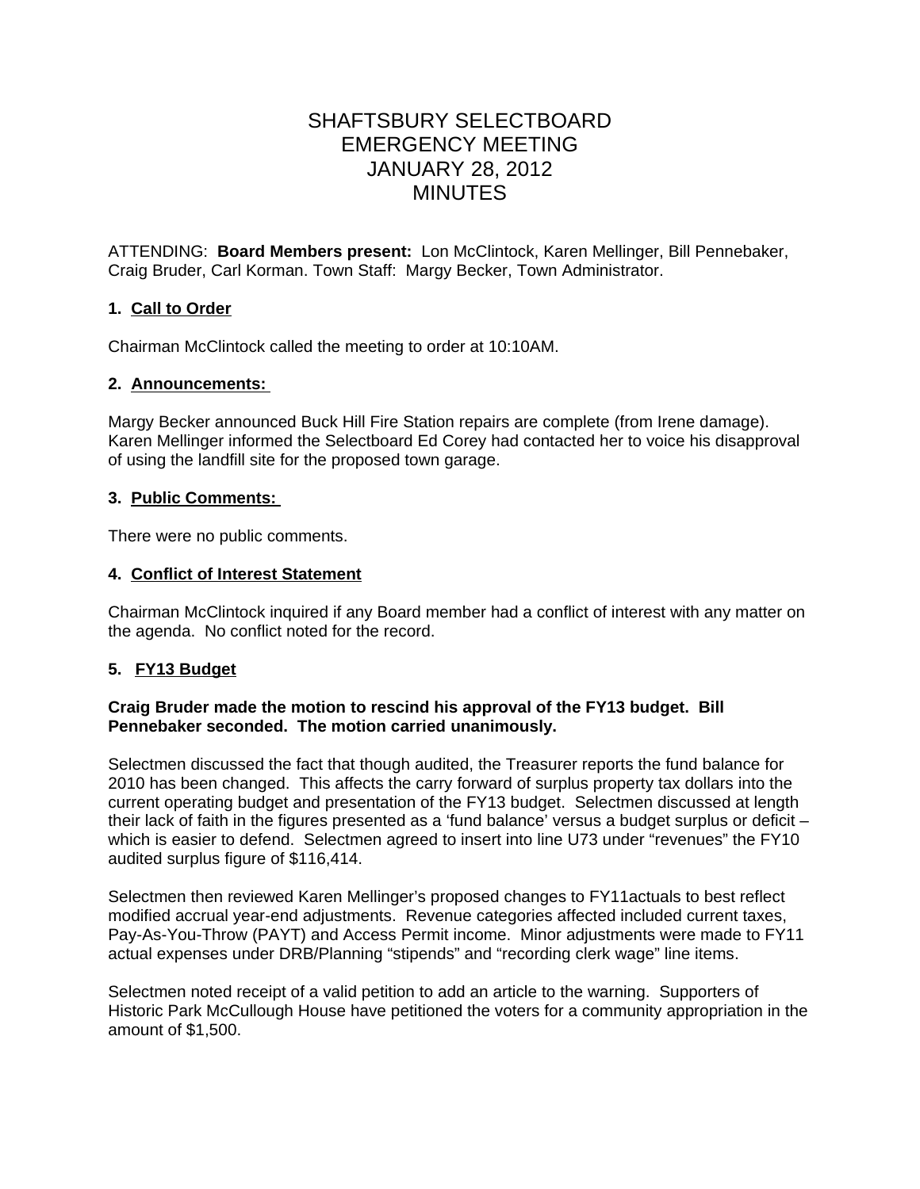# SHAFTSBURY SELECTBOARD
# EMERGENCY MEETING
# JANUARY 28, 2012
# MINUTES

ATTENDING: **Board Members present:** Lon McClintock, Karen Mellinger, Bill Pennebaker, Craig Bruder, Carl Korman. Town Staff: Margy Becker, Town Administrator.

### 1. Call to Order

Chairman McClintock called the meeting to order at 10:10AM.

### 2. Announcements:

Margy Becker announced Buck Hill Fire Station repairs are complete (from Irene damage). Karen Mellinger informed the Selectboard Ed Corey had contacted her to voice his disapproval of using the landfill site for the proposed town garage.

### 3. Public Comments:

There were no public comments.

### 4. Conflict of Interest Statement

Chairman McClintock inquired if any Board member had a conflict of interest with any matter on the agenda. No conflict noted for the record.

### 5. FY13 Budget

**Craig Bruder made the motion to rescind his approval of the FY13 budget. Bill Pennebaker seconded. The motion carried unanimously.**

Selectmen discussed the fact that though audited, the Treasurer reports the fund balance for 2010 has been changed. This affects the carry forward of surplus property tax dollars into the current operating budget and presentation of the FY13 budget. Selectmen discussed at length their lack of faith in the figures presented as a 'fund balance' versus a budget surplus or deficit – which is easier to defend. Selectmen agreed to insert into line U73 under "revenues" the FY10 audited surplus figure of $116,414.

Selectmen then reviewed Karen Mellinger's proposed changes to FY11actuals to best reflect modified accrual year-end adjustments. Revenue categories affected included current taxes, Pay-As-You-Throw (PAYT) and Access Permit income. Minor adjustments were made to FY11 actual expenses under DRB/Planning "stipends" and "recording clerk wage" line items.

Selectmen noted receipt of a valid petition to add an article to the warning. Supporters of Historic Park McCullough House have petitioned the voters for a community appropriation in the amount of $1,500.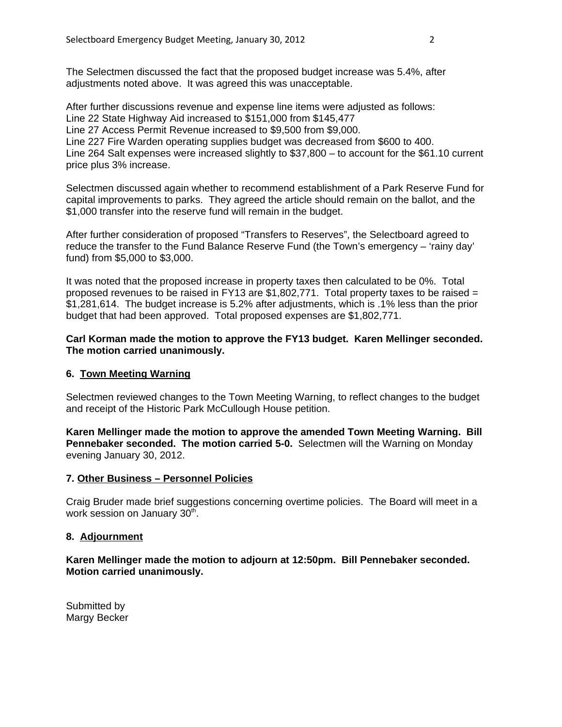The Selectmen discussed the fact that the proposed budget increase was 5.4%, after adjustments noted above. It was agreed this was unacceptable.

After further discussions revenue and expense line items were adjusted as follows:
Line 22 State Highway Aid increased to $151,000 from $145,477
Line 27 Access Permit Revenue increased to $9,500 from $9,000.
Line 227 Fire Warden operating supplies budget was decreased from $600 to 400.
Line 264 Salt expenses were increased slightly to $37,800 – to account for the $61.10 current price plus 3% increase.

Selectmen discussed again whether to recommend establishment of a Park Reserve Fund for capital improvements to parks. They agreed the article should remain on the ballot, and the $1,000 transfer into the reserve fund will remain in the budget.

After further consideration of proposed "Transfers to Reserves", the Selectboard agreed to reduce the transfer to the Fund Balance Reserve Fund (the Town's emergency – 'rainy day' fund) from $5,000 to $3,000.

It was noted that the proposed increase in property taxes then calculated to be 0%. Total proposed revenues to be raised in FY13 are $1,802,771. Total property taxes to be raised = $1,281,614. The budget increase is 5.2% after adjustments, which is .1% less than the prior budget that had been approved. Total proposed expenses are $1,802,771.

**Carl Korman made the motion to approve the FY13 budget. Karen Mellinger seconded. The motion carried unanimously.**

### 6. <u>Town Meeting Warning</u>

Selectmen reviewed changes to the Town Meeting Warning, to reflect changes to the budget and receipt of the Historic Park McCullough House petition.

**Karen Mellinger made the motion to approve the amended Town Meeting Warning. Bill Pennebaker seconded. The motion carried 5-0.** Selectmen will the Warning on Monday evening January 30, 2012.

### 7. <u>Other Business – Personnel Policies</u>

Craig Bruder made brief suggestions concerning overtime policies. The Board will meet in a work session on January 30th.

### 8. <u>Adjournment</u>

**Karen Mellinger made the motion to adjourn at 12:50pm. Bill Pennebaker seconded. Motion carried unanimously.**

Submitted by
Margy Becker